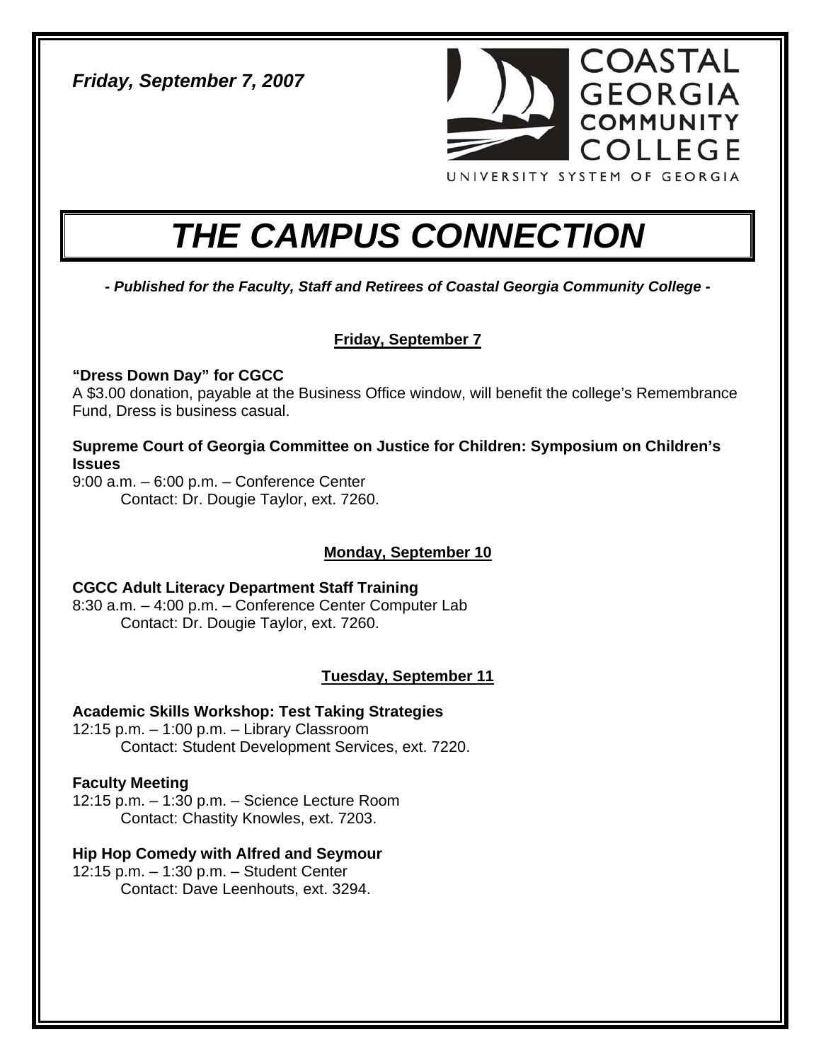*Friday, September 7, 2007*

COASTAL GEORGIA COMMUNITY COLLEGE
UNIVERSITY SYSTEM OF GEORGIA

# *THE CAMPUS CONNECTION*

***- Published for the Faculty, Staff and Retirees of Coastal Georgia Community College -***

## Friday, September 7

**"Dress Down Day" for CGCC**
A $3.00 donation, payable at the Business Office window, will benefit the college's Remembrance Fund, Dress is business casual.

**Supreme Court of Georgia Committee on Justice for Children: Symposium on Children's Issues**
9:00 a.m. – 6:00 p.m. – Conference Center
Contact: Dr. Dougie Taylor, ext. 7260.

## Monday, September 10

**CGCC Adult Literacy Department Staff Training**
8:30 a.m. – 4:00 p.m. – Conference Center Computer Lab
Contact: Dr. Dougie Taylor, ext. 7260.

## Tuesday, September 11

**Academic Skills Workshop: Test Taking Strategies**
12:15 p.m. – 1:00 p.m. – Library Classroom
Contact: Student Development Services, ext. 7220.

**Faculty Meeting**
12:15 p.m. – 1:30 p.m. – Science Lecture Room
Contact: Chastity Knowles, ext. 7203.

**Hip Hop Comedy with Alfred and Seymour**
12:15 p.m. – 1:30 p.m. – Student Center
Contact: Dave Leenhouts, ext. 3294.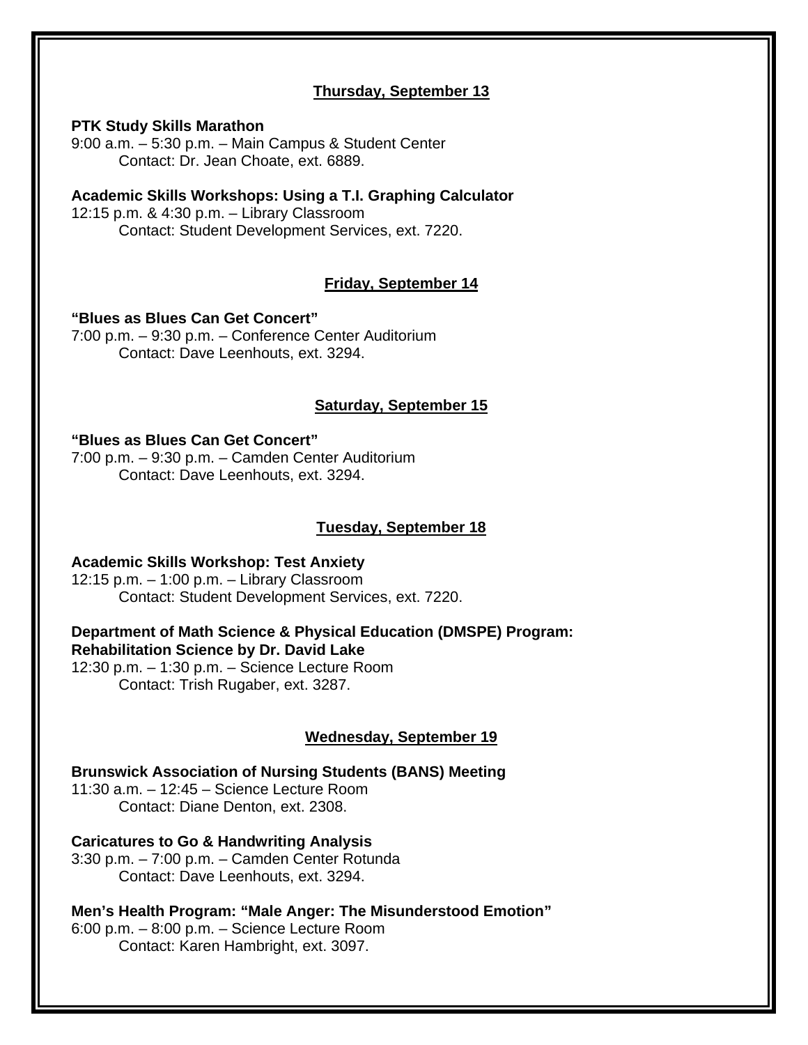## Thursday, September 13

**PTK Study Skills Marathon**
9:00 a.m. – 5:30 p.m. – Main Campus & Student Center
Contact: Dr. Jean Choate, ext. 6889.

**Academic Skills Workshops: Using a T.I. Graphing Calculator**
12:15 p.m. & 4:30 p.m. – Library Classroom
Contact: Student Development Services, ext. 7220.

## Friday, September 14

**"Blues as Blues Can Get Concert"**
7:00 p.m. – 9:30 p.m. – Conference Center Auditorium
Contact: Dave Leenhouts, ext. 3294.

## Saturday, September 15

**"Blues as Blues Can Get Concert"**
7:00 p.m. – 9:30 p.m. – Camden Center Auditorium
Contact: Dave Leenhouts, ext. 3294.

## Tuesday, September 18

**Academic Skills Workshop: Test Anxiety**
12:15 p.m. – 1:00 p.m. – Library Classroom
Contact: Student Development Services, ext. 7220.

**Department of Math Science & Physical Education (DMSPE) Program: Rehabilitation Science by Dr. David Lake**
12:30 p.m. – 1:30 p.m. – Science Lecture Room
Contact: Trish Rugaber, ext. 3287.

## Wednesday, September 19

**Brunswick Association of Nursing Students (BANS) Meeting**
11:30 a.m. – 12:45 – Science Lecture Room
Contact: Diane Denton, ext. 2308.

**Caricatures to Go & Handwriting Analysis**
3:30 p.m. – 7:00 p.m. – Camden Center Rotunda
Contact: Dave Leenhouts, ext. 3294.

**Men's Health Program: "Male Anger: The Misunderstood Emotion"**
6:00 p.m. – 8:00 p.m. – Science Lecture Room
Contact: Karen Hambright, ext. 3097.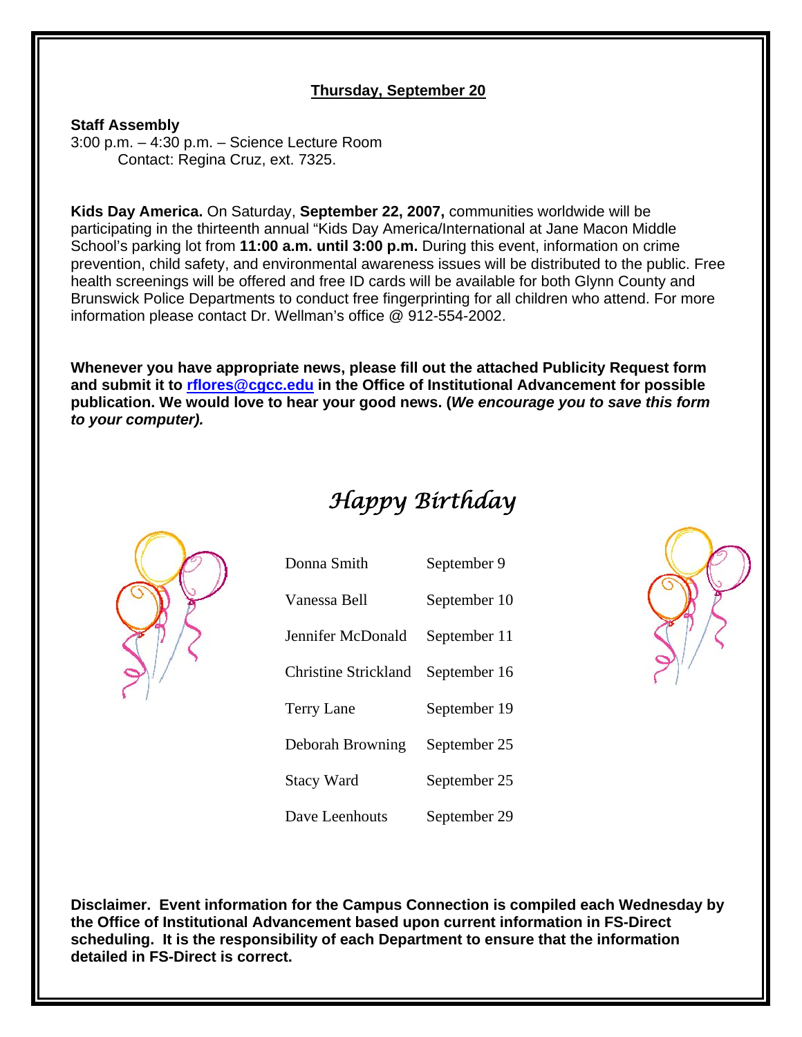**Thursday, September 20**

**Staff Assembly**
3:00 p.m. – 4:30 p.m. – Science Lecture Room
Contact: Regina Cruz, ext. 7325.

**Kids Day America.** On Saturday, **September 22, 2007,** communities worldwide will be participating in the thirteenth annual "Kids Day America/International at Jane Macon Middle School's parking lot from **11:00 a.m. until 3:00 p.m.** During this event, information on crime prevention, child safety, and environmental awareness issues will be distributed to the public. Free health screenings will be offered and free ID cards will be available for both Glynn County and Brunswick Police Departments to conduct free fingerprinting for all children who attend. For more information please contact Dr. Wellman's office @ 912-554-2002.

**Whenever you have appropriate news, please fill out the attached Publicity Request form and submit it to rflores@cgcc.edu in the Office of Institutional Advancement for possible publication. We would love to hear your good news. (*We encourage you to save this form to your computer).***

## *Happy Birthday*

| | |
|---|---|
| Donna Smith | September 9 |
| Vanessa Bell | September 10 |
| Jennifer McDonald | September 11 |
| Christine Strickland | September 16 |
| Terry Lane | September 19 |
| Deborah Browning | September 25 |
| Stacy Ward | September 25 |
| Dave Leenhouts | September 29 |

**Disclaimer. Event information for the Campus Connection is compiled each Wednesday by the Office of Institutional Advancement based upon current information in FS-Direct scheduling. It is the responsibility of each Department to ensure that the information detailed in FS-Direct is correct.**